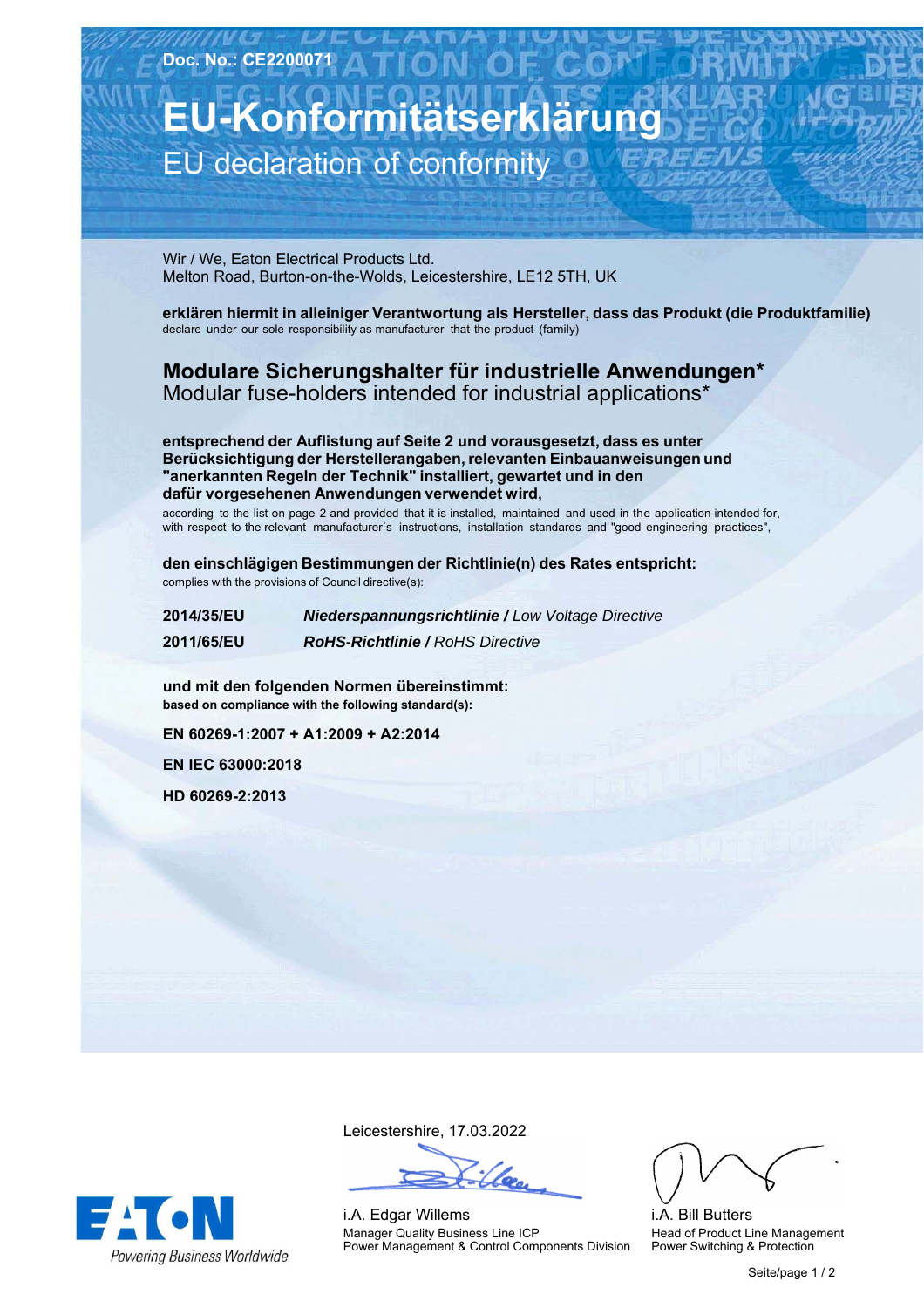**Doc. No.: CE2200071**

# EU-Konformitätserklärung

## EU declaration of conformity

Wir / We, Eaton Electrical Products Ltd.
Melton Road, Burton-on-the-Wolds, Leicestershire, LE12 5TH, UK

**erklären hiermit in alleiniger Verantwortung als Hersteller, dass das Produkt (die Produktfamilie)**
declare under our sole responsibility as manufacturer that the product (family)

**Modulare Sicherungshalter für industrielle Anwendungen***
Modular fuse-holders intended for industrial applications*

**entsprechend der Auflistung auf Seite 2 und vorausgesetzt, dass es unter Berücksichtigung der Herstellerangaben, relevanten Einbauanweisungen und "anerkannten Regeln der Technik" installiert, gewartet und in den dafür vorgesehenen Anwendungen verwendet wird,**
according to the list on page 2 and provided that it is installed, maintained and used in the application intended for, with respect to the relevant manufacturer´s instructions, installation standards and "good engineering practices",

**den einschlägigen Bestimmungen der Richtlinie(n) des Rates entspricht:**
complies with the provisions of Council directive(s):

**2014/35/EU** ***Niederspannungsrichtlinie /*** *Low Voltage Directive*

**2011/65/EU** ***RoHS-Richtlinie /*** *RoHS Directive*

**und mit den folgenden Normen übereinstimmt:**
**based on compliance with the following standard(s):**

**EN 60269-1:2007 + A1:2009 + A2:2014**

**EN IEC 63000:2018**

**HD 60269-2:2013**

Leicestershire, 17.03.2022

i.A. Edgar Willems
Manager Quality Business Line ICP
Power Management & Control Components Division

i.A. Bill Butters
Head of Product Line Management
Power Switching & Protection

EATON
Powering Business Worldwide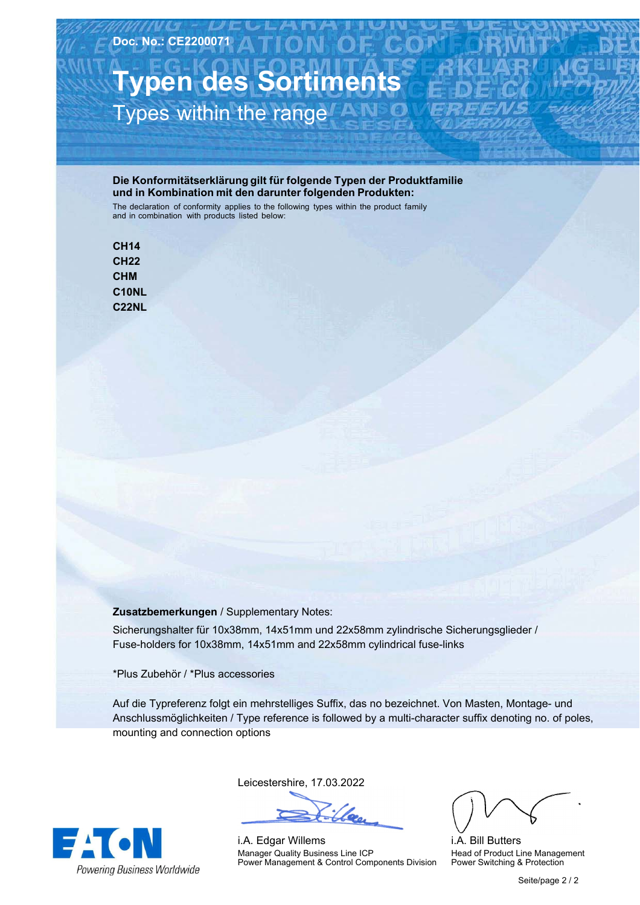Doc. No.: CE2200071

# Typen des Sortiments

## Types within the range

**Die Konformitätserklärung gilt für folgende Typen der Produktfamilie und in Kombination mit den darunter folgenden Produkten:**

The declaration of conformity applies to the following types within the product family and in combination with products listed below:

**CH14**
**CH22**
**CHM**
**C10NL**
**C22NL**

**Zusatzbemerkungen** / Supplementary Notes:

Sicherungshalter für 10x38mm, 14x51mm und 22x58mm zylindrische Sicherungsglieder / Fuse-holders for 10x38mm, 14x51mm and 22x58mm cylindrical fuse-links

*Plus Zubehör / *Plus accessories

Auf die Typreferenz folgt ein mehrstelliges Suffix, das no bezeichnet. Von Masten, Montage- und Anschlussmöglichkeiten / Type reference is followed by a multi-character suffix denoting no. of poles, mounting and connection options

Leicestershire, 17.03.2022

i.A. Edgar Willems
Manager Quality Business Line ICP
Power Management & Control Components Division

i.A. Bill Butters
Head of Product Line Management
Power Switching & Protection

EATON
Powering Business Worldwide